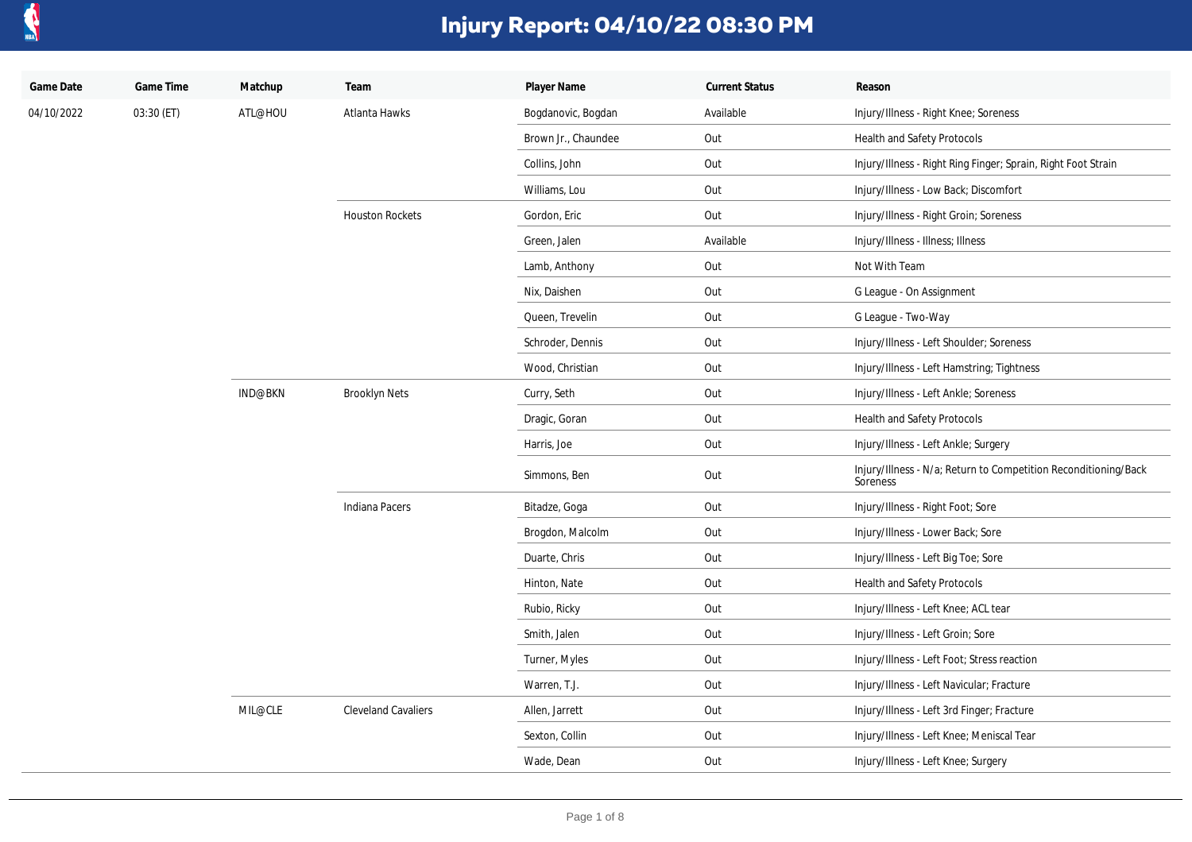# Injury Report: 04/10/22 08:30 PM

| Game Date | Game Time | Matchup | Team | Player Name | Current Status | Reason |
|---|---|---|---|---|---|---|
| 04/10/2022 | 03:30 (ET) | ATL@HOU | Atlanta Hawks | Bogdanovic, Bogdan | Available | Injury/Illness - Right Knee; Soreness |
| | | | | Brown Jr., Chaundee | Out | Health and Safety Protocols |
| | | | | Collins, John | Out | Injury/Illness - Right Ring Finger; Sprain, Right Foot Strain |
| | | | | Williams, Lou | Out | Injury/Illness - Low Back; Discomfort |
| | | | Houston Rockets | Gordon, Eric | Out | Injury/Illness - Right Groin; Soreness |
| | | | | Green, Jalen | Available | Injury/Illness - Illness; Illness |
| | | | | Lamb, Anthony | Out | Not With Team |
| | | | | Nix, Daishen | Out | G League - On Assignment |
| | | | | Queen, Trevelin | Out | G League - Two-Way |
| | | | | Schroder, Dennis | Out | Injury/Illness - Left Shoulder; Soreness |
| | | | | Wood, Christian | Out | Injury/Illness - Left Hamstring; Tightness |
| | | IND@BKN | Brooklyn Nets | Curry, Seth | Out | Injury/Illness - Left Ankle; Soreness |
| | | | | Dragic, Goran | Out | Health and Safety Protocols |
| | | | | Harris, Joe | Out | Injury/Illness - Left Ankle; Surgery |
| | | | | Simmons, Ben | Out | Injury/Illness - N/a; Return to Competition Reconditioning/Back Soreness |
| | | | Indiana Pacers | Bitadze, Goga | Out | Injury/Illness - Right Foot; Sore |
| | | | | Brogdon, Malcolm | Out | Injury/Illness - Lower Back; Sore |
| | | | | Duarte, Chris | Out | Injury/Illness - Left Big Toe; Sore |
| | | | | Hinton, Nate | Out | Health and Safety Protocols |
| | | | | Rubio, Ricky | Out | Injury/Illness - Left Knee; ACL tear |
| | | | | Smith, Jalen | Out | Injury/Illness - Left Groin; Sore |
| | | | | Turner, Myles | Out | Injury/Illness - Left Foot; Stress reaction |
| | | | | Warren, T.J. | Out | Injury/Illness - Left Navicular; Fracture |
| | | MIL@CLE | Cleveland Cavaliers | Allen, Jarrett | Out | Injury/Illness - Left 3rd Finger; Fracture |
| | | | | Sexton, Collin | Out | Injury/Illness - Left Knee; Meniscal Tear |
| | | | | Wade, Dean | Out | Injury/Illness - Left Knee; Surgery |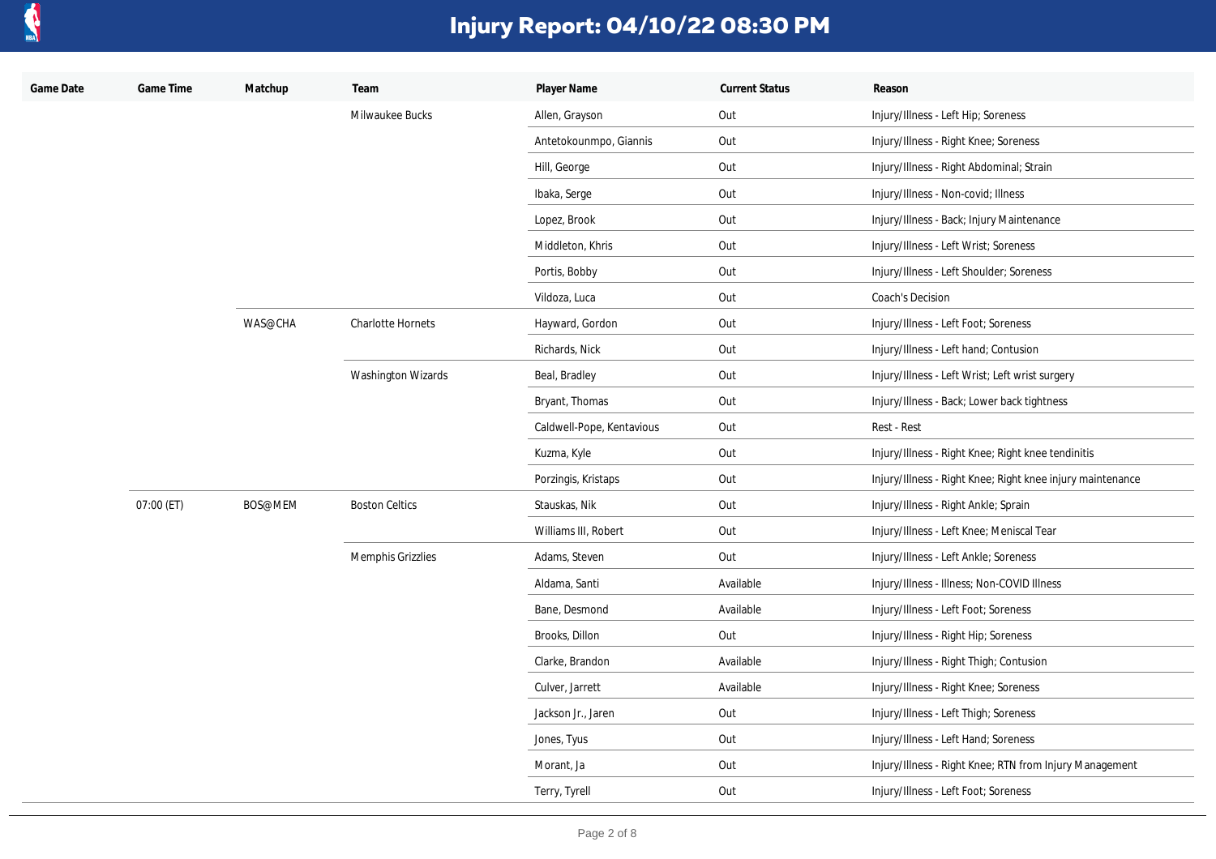# Injury Report: 04/10/22 08:30 PM

| Game Date | Game Time | Matchup | Team | Player Name | Current Status | Reason |
|---|---|---|---|---|---|---|
| | | | Milwaukee Bucks | Allen, Grayson | Out | Injury/Illness - Left Hip; Soreness |
| | | | | Antetokounmpo, Giannis | Out | Injury/Illness - Right Knee; Soreness |
| | | | | Hill, George | Out | Injury/Illness - Right Abdominal; Strain |
| | | | | Ibaka, Serge | Out | Injury/Illness - Non-covid; Illness |
| | | | | Lopez, Brook | Out | Injury/Illness - Back; Injury Maintenance |
| | | | | Middleton, Khris | Out | Injury/Illness - Left Wrist; Soreness |
| | | | | Portis, Bobby | Out | Injury/Illness - Left Shoulder; Soreness |
| | | | | Vildoza, Luca | Out | Coach's Decision |
| | | WAS@CHA | Charlotte Hornets | Hayward, Gordon | Out | Injury/Illness - Left Foot; Soreness |
| | | | | Richards, Nick | Out | Injury/Illness - Left hand; Contusion |
| | | | Washington Wizards | Beal, Bradley | Out | Injury/Illness - Left Wrist; Left wrist surgery |
| | | | | Bryant, Thomas | Out | Injury/Illness - Back; Lower back tightness |
| | | | | Caldwell-Pope, Kentavious | Out | Rest - Rest |
| | | | | Kuzma, Kyle | Out | Injury/Illness - Right Knee; Right knee tendinitis |
| | | | | Porzingis, Kristaps | Out | Injury/Illness - Right Knee; Right knee injury maintenance |
| | 07:00 (ET) | BOS@MEM | Boston Celtics | Stauskas, Nik | Out | Injury/Illness - Right Ankle; Sprain |
| | | | | Williams III, Robert | Out | Injury/Illness - Left Knee; Meniscal Tear |
| | | | Memphis Grizzlies | Adams, Steven | Out | Injury/Illness - Left Ankle; Soreness |
| | | | | Aldama, Santi | Available | Injury/Illness - Illness; Non-COVID Illness |
| | | | | Bane, Desmond | Available | Injury/Illness - Left Foot; Soreness |
| | | | | Brooks, Dillon | Out | Injury/Illness - Right Hip; Soreness |
| | | | | Clarke, Brandon | Available | Injury/Illness - Right Thigh; Contusion |
| | | | | Culver, Jarrett | Available | Injury/Illness - Right Knee; Soreness |
| | | | | Jackson Jr., Jaren | Out | Injury/Illness - Left Thigh; Soreness |
| | | | | Jones, Tyus | Out | Injury/Illness - Left Hand; Soreness |
| | | | | Morant, Ja | Out | Injury/Illness - Right Knee; RTN from Injury Management |
| | | | | Terry, Tyrell | Out | Injury/Illness - Left Foot; Soreness |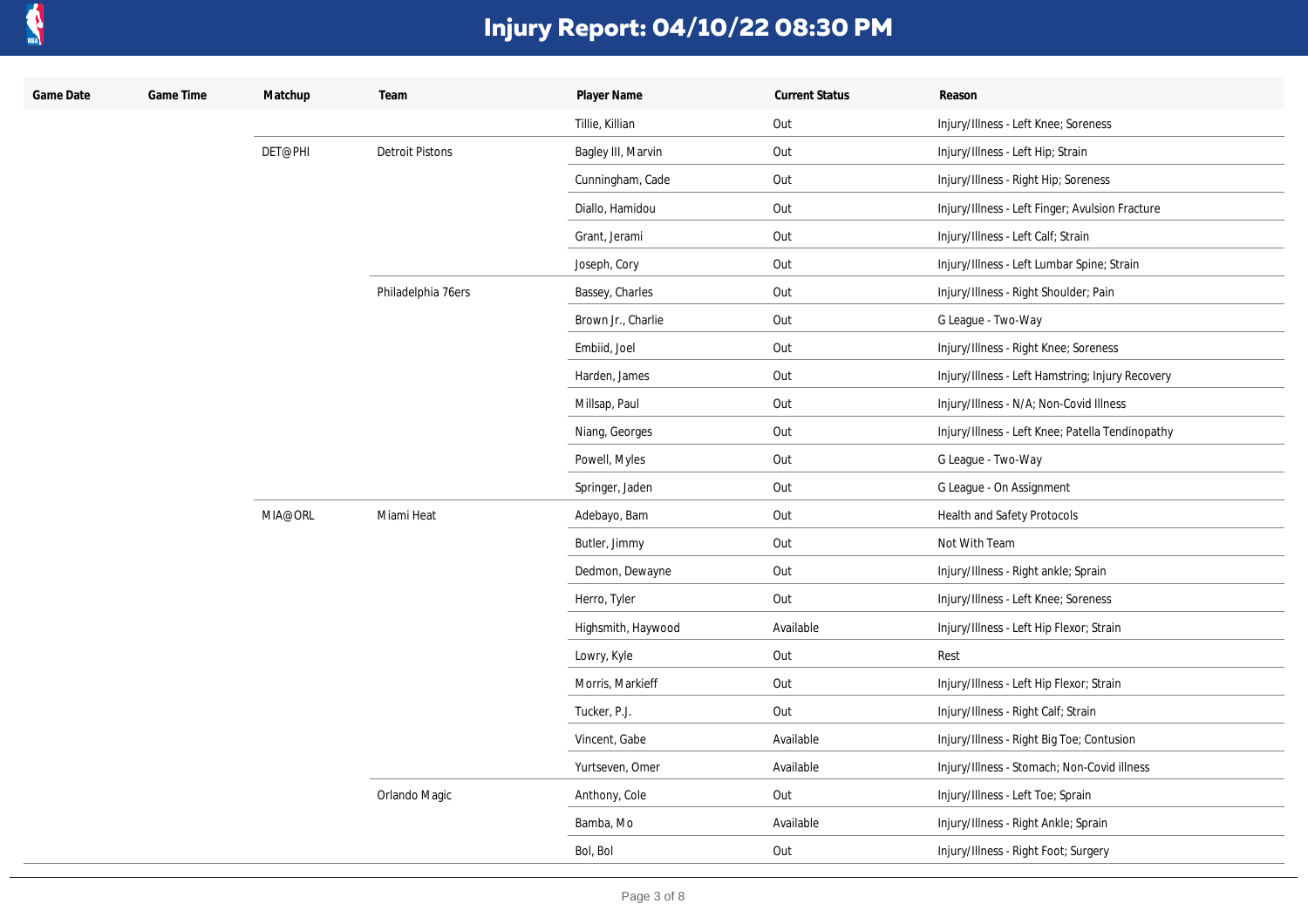# Injury Report: 04/10/22 08:30 PM

| Game Date | Game Time | Matchup | Team | Player Name | Current Status | Reason |
|---|---|---|---|---|---|---|
| | | | | Tillie, Killian | Out | Injury/Illness - Left Knee; Soreness |
| | | DET@PHI | Detroit Pistons | Bagley III, Marvin | Out | Injury/Illness - Left Hip; Strain |
| | | | | Cunningham, Cade | Out | Injury/Illness - Right Hip; Soreness |
| | | | | Diallo, Hamidou | Out | Injury/Illness - Left Finger; Avulsion Fracture |
| | | | | Grant, Jerami | Out | Injury/Illness - Left Calf; Strain |
| | | | | Joseph, Cory | Out | Injury/Illness - Left Lumbar Spine; Strain |
| | | | Philadelphia 76ers | Bassey, Charles | Out | Injury/Illness - Right Shoulder; Pain |
| | | | | Brown Jr., Charlie | Out | G League - Two-Way |
| | | | | Embiid, Joel | Out | Injury/Illness - Right Knee; Soreness |
| | | | | Harden, James | Out | Injury/Illness - Left Hamstring; Injury Recovery |
| | | | | Millsap, Paul | Out | Injury/Illness - N/A; Non-Covid Illness |
| | | | | Niang, Georges | Out | Injury/Illness - Left Knee; Patella Tendinopathy |
| | | | | Powell, Myles | Out | G League - Two-Way |
| | | | | Springer, Jaden | Out | G League - On Assignment |
| | | MIA@ORL | Miami Heat | Adebayo, Bam | Out | Health and Safety Protocols |
| | | | | Butler, Jimmy | Out | Not With Team |
| | | | | Dedmon, Dewayne | Out | Injury/Illness - Right ankle; Sprain |
| | | | | Herro, Tyler | Out | Injury/Illness - Left Knee; Soreness |
| | | | | Highsmith, Haywood | Available | Injury/Illness - Left Hip Flexor; Strain |
| | | | | Lowry, Kyle | Out | Rest |
| | | | | Morris, Markieff | Out | Injury/Illness - Left Hip Flexor; Strain |
| | | | | Tucker, P.J. | Out | Injury/Illness - Right Calf; Strain |
| | | | | Vincent, Gabe | Available | Injury/Illness - Right Big Toe; Contusion |
| | | | | Yurtseven, Omer | Available | Injury/Illness - Stomach; Non-Covid illness |
| | | | Orlando Magic | Anthony, Cole | Out | Injury/Illness - Left Toe; Sprain |
| | | | | Bamba, Mo | Available | Injury/Illness - Right Ankle; Sprain |
| | | | | Bol, Bol | Out | Injury/Illness - Right Foot; Surgery |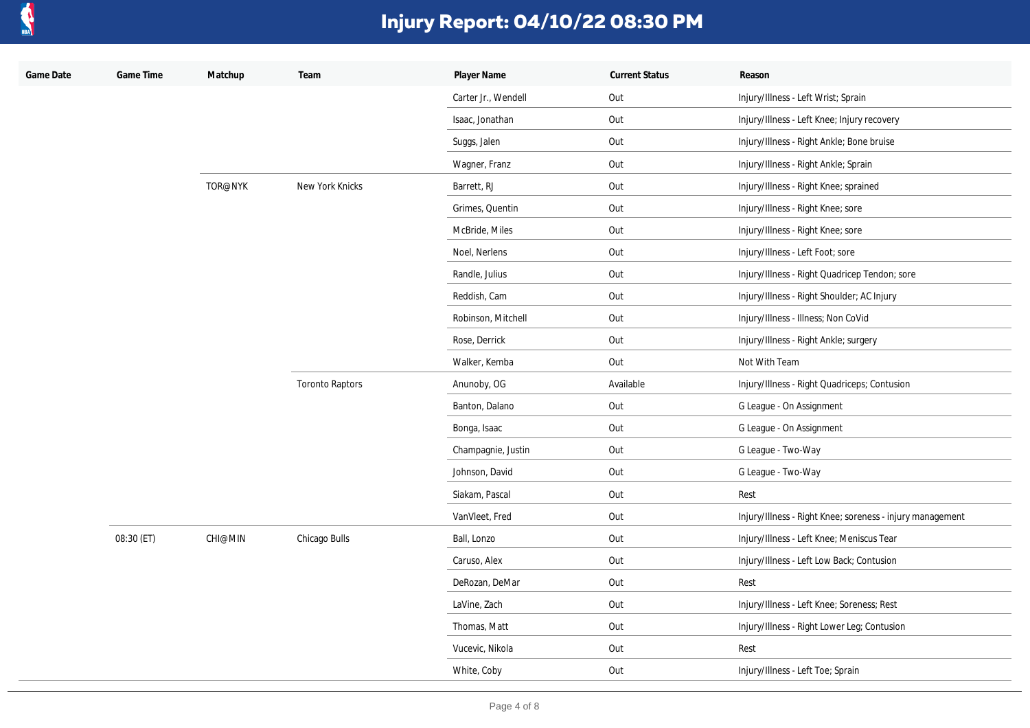# Injury Report: 04/10/22 08:30 PM

| Game Date | Game Time | Matchup | Team | Player Name | Current Status | Reason |
|---|---|---|---|---|---|---|
| | | | | Carter Jr., Wendell | Out | Injury/Illness - Left Wrist; Sprain |
| | | | | Isaac, Jonathan | Out | Injury/Illness - Left Knee; Injury recovery |
| | | | | Suggs, Jalen | Out | Injury/Illness - Right Ankle; Bone bruise |
| | | | | Wagner, Franz | Out | Injury/Illness - Right Ankle; Sprain |
| | | TOR@NYK | New York Knicks | Barrett, RJ | Out | Injury/Illness - Right Knee; sprained |
| | | | | Grimes, Quentin | Out | Injury/Illness - Right Knee; sore |
| | | | | McBride, Miles | Out | Injury/Illness - Right Knee; sore |
| | | | | Noel, Nerlens | Out | Injury/Illness - Left Foot; sore |
| | | | | Randle, Julius | Out | Injury/Illness - Right Quadricep Tendon; sore |
| | | | | Reddish, Cam | Out | Injury/Illness - Right Shoulder; AC Injury |
| | | | | Robinson, Mitchell | Out | Injury/Illness - Illness; Non CoVid |
| | | | | Rose, Derrick | Out | Injury/Illness - Right Ankle; surgery |
| | | | | Walker, Kemba | Out | Not With Team |
| | | | Toronto Raptors | Anunoby, OG | Available | Injury/Illness - Right Quadriceps; Contusion |
| | | | | Banton, Dalano | Out | G League - On Assignment |
| | | | | Bonga, Isaac | Out | G League - On Assignment |
| | | | | Champagnie, Justin | Out | G League - Two-Way |
| | | | | Johnson, David | Out | G League - Two-Way |
| | | | | Siakam, Pascal | Out | Rest |
| | | | | VanVleet, Fred | Out | Injury/Illness - Right Knee; soreness - injury management |
| | 08:30 (ET) | CHI@MIN | Chicago Bulls | Ball, Lonzo | Out | Injury/Illness - Left Knee; Meniscus Tear |
| | | | | Caruso, Alex | Out | Injury/Illness - Left Low Back; Contusion |
| | | | | DeRozan, DeMar | Out | Rest |
| | | | | LaVine, Zach | Out | Injury/Illness - Left Knee; Soreness; Rest |
| | | | | Thomas, Matt | Out | Injury/Illness - Right Lower Leg; Contusion |
| | | | | Vucevic, Nikola | Out | Rest |
| | | | | White, Coby | Out | Injury/Illness - Left Toe; Sprain |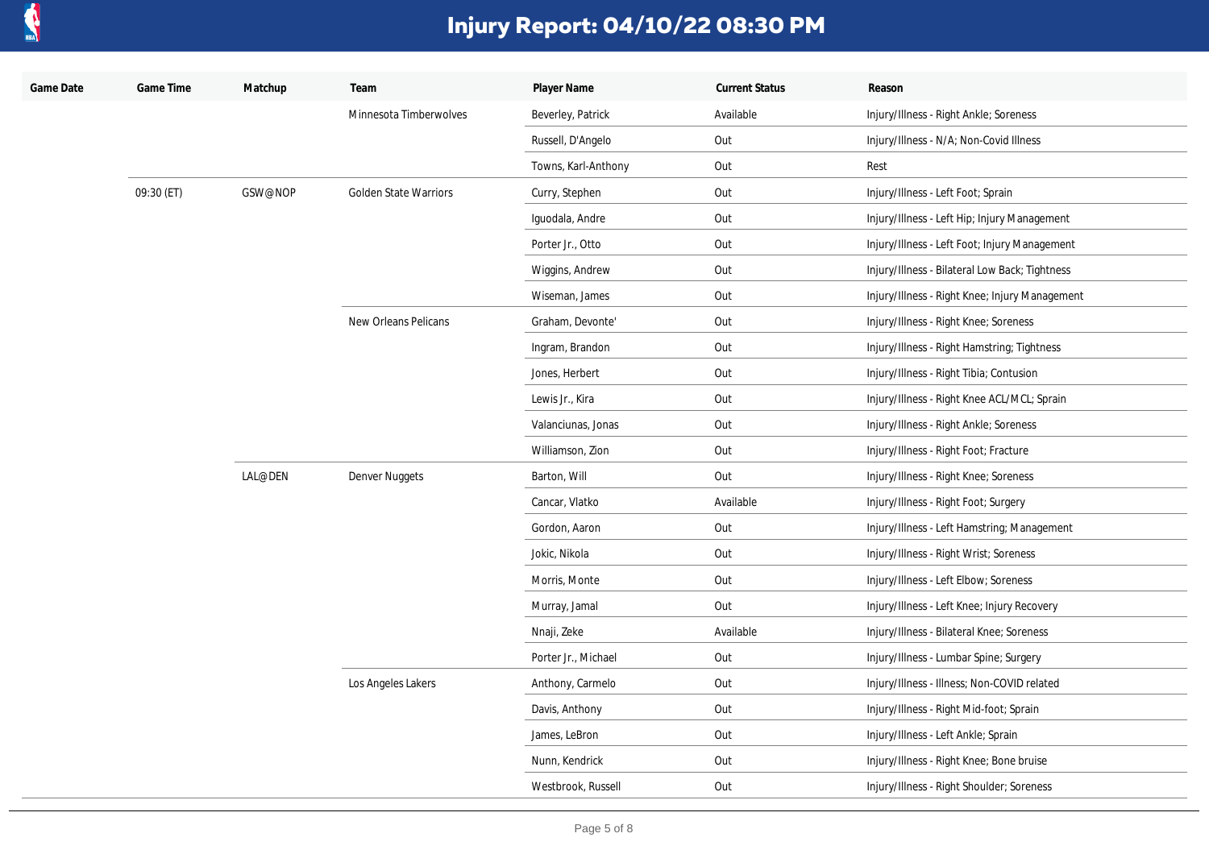# Injury Report: 04/10/22 08:30 PM

| Game Date | Game Time | Matchup | Team | Player Name | Current Status | Reason |
|---|---|---|---|---|---|---|
| | | | Minnesota Timberwolves | Beverley, Patrick | Available | Injury/Illness - Right Ankle; Soreness |
| | | | | Russell, D'Angelo | Out | Injury/Illness - N/A; Non-Covid Illness |
| | | | | Towns, Karl-Anthony | Out | Rest |
| | 09:30 (ET) | GSW@NOP | Golden State Warriors | Curry, Stephen | Out | Injury/Illness - Left Foot; Sprain |
| | | | | Iguodala, Andre | Out | Injury/Illness - Left Hip; Injury Management |
| | | | | Porter Jr., Otto | Out | Injury/Illness - Left Foot; Injury Management |
| | | | | Wiggins, Andrew | Out | Injury/Illness - Bilateral Low Back; Tightness |
| | | | | Wiseman, James | Out | Injury/Illness - Right Knee; Injury Management |
| | | | New Orleans Pelicans | Graham, Devonte' | Out | Injury/Illness - Right Knee; Soreness |
| | | | | Ingram, Brandon | Out | Injury/Illness - Right Hamstring; Tightness |
| | | | | Jones, Herbert | Out | Injury/Illness - Right Tibia; Contusion |
| | | | | Lewis Jr., Kira | Out | Injury/Illness - Right Knee ACL/MCL; Sprain |
| | | | | Valanciunas, Jonas | Out | Injury/Illness - Right Ankle; Soreness |
| | | | | Williamson, Zion | Out | Injury/Illness - Right Foot; Fracture |
| | | LAL@DEN | Denver Nuggets | Barton, Will | Out | Injury/Illness - Right Knee; Soreness |
| | | | | Cancar, Vlatko | Available | Injury/Illness - Right Foot; Surgery |
| | | | | Gordon, Aaron | Out | Injury/Illness - Left Hamstring; Management |
| | | | | Jokic, Nikola | Out | Injury/Illness - Right Wrist; Soreness |
| | | | | Morris, Monte | Out | Injury/Illness - Left Elbow; Soreness |
| | | | | Murray, Jamal | Out | Injury/Illness - Left Knee; Injury Recovery |
| | | | | Nnaji, Zeke | Available | Injury/Illness - Bilateral Knee; Soreness |
| | | | | Porter Jr., Michael | Out | Injury/Illness - Lumbar Spine; Surgery |
| | | | Los Angeles Lakers | Anthony, Carmelo | Out | Injury/Illness - Illness; Non-COVID related |
| | | | | Davis, Anthony | Out | Injury/Illness - Right Mid-foot; Sprain |
| | | | | James, LeBron | Out | Injury/Illness - Left Ankle; Sprain |
| | | | | Nunn, Kendrick | Out | Injury/Illness - Right Knee; Bone bruise |
| | | | | Westbrook, Russell | Out | Injury/Illness - Right Shoulder; Soreness |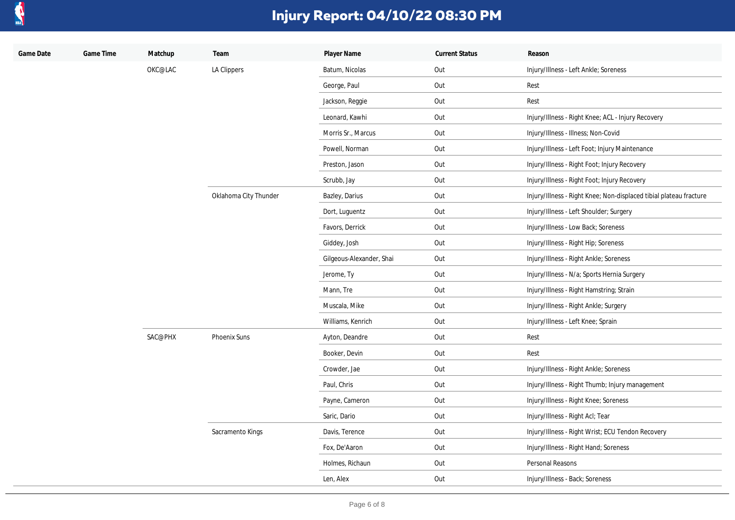# Injury Report: 04/10/22 08:30 PM

| Game Date | Game Time | Matchup | Team | Player Name | Current Status | Reason |
| --- | --- | --- | --- | --- | --- | --- |
| | | OKC@LAC | LA Clippers | Batum, Nicolas | Out | Injury/Illness - Left Ankle; Soreness |
| | | | | George, Paul | Out | Rest |
| | | | | Jackson, Reggie | Out | Rest |
| | | | | Leonard, Kawhi | Out | Injury/Illness - Right Knee; ACL - Injury Recovery |
| | | | | Morris Sr., Marcus | Out | Injury/Illness - Illness; Non-Covid |
| | | | | Powell, Norman | Out | Injury/Illness - Left Foot; Injury Maintenance |
| | | | | Preston, Jason | Out | Injury/Illness - Right Foot; Injury Recovery |
| | | | | Scrubb, Jay | Out | Injury/Illness - Right Foot; Injury Recovery |
| | | | Oklahoma City Thunder | Bazley, Darius | Out | Injury/Illness - Right Knee; Non-displaced tibial plateau fracture |
| | | | | Dort, Luguentz | Out | Injury/Illness - Left Shoulder; Surgery |
| | | | | Favors, Derrick | Out | Injury/Illness - Low Back; Soreness |
| | | | | Giddey, Josh | Out | Injury/Illness - Right Hip; Soreness |
| | | | | Gilgeous-Alexander, Shai | Out | Injury/Illness - Right Ankle; Soreness |
| | | | | Jerome, Ty | Out | Injury/Illness - N/a; Sports Hernia Surgery |
| | | | | Mann, Tre | Out | Injury/Illness - Right Hamstring; Strain |
| | | | | Muscala, Mike | Out | Injury/Illness - Right Ankle; Surgery |
| | | | | Williams, Kenrich | Out | Injury/Illness - Left Knee; Sprain |
| | | SAC@PHX | Phoenix Suns | Ayton, Deandre | Out | Rest |
| | | | | Booker, Devin | Out | Rest |
| | | | | Crowder, Jae | Out | Injury/Illness - Right Ankle; Soreness |
| | | | | Paul, Chris | Out | Injury/Illness - Right Thumb; Injury management |
| | | | | Payne, Cameron | Out | Injury/Illness - Right Knee; Soreness |
| | | | | Saric, Dario | Out | Injury/Illness - Right Acl; Tear |
| | | | Sacramento Kings | Davis, Terence | Out | Injury/Illness - Right Wrist; ECU Tendon Recovery |
| | | | | Fox, De'Aaron | Out | Injury/Illness - Right Hand; Soreness |
| | | | | Holmes, Richaun | Out | Personal Reasons |
| | | | | Len, Alex | Out | Injury/Illness - Back; Soreness |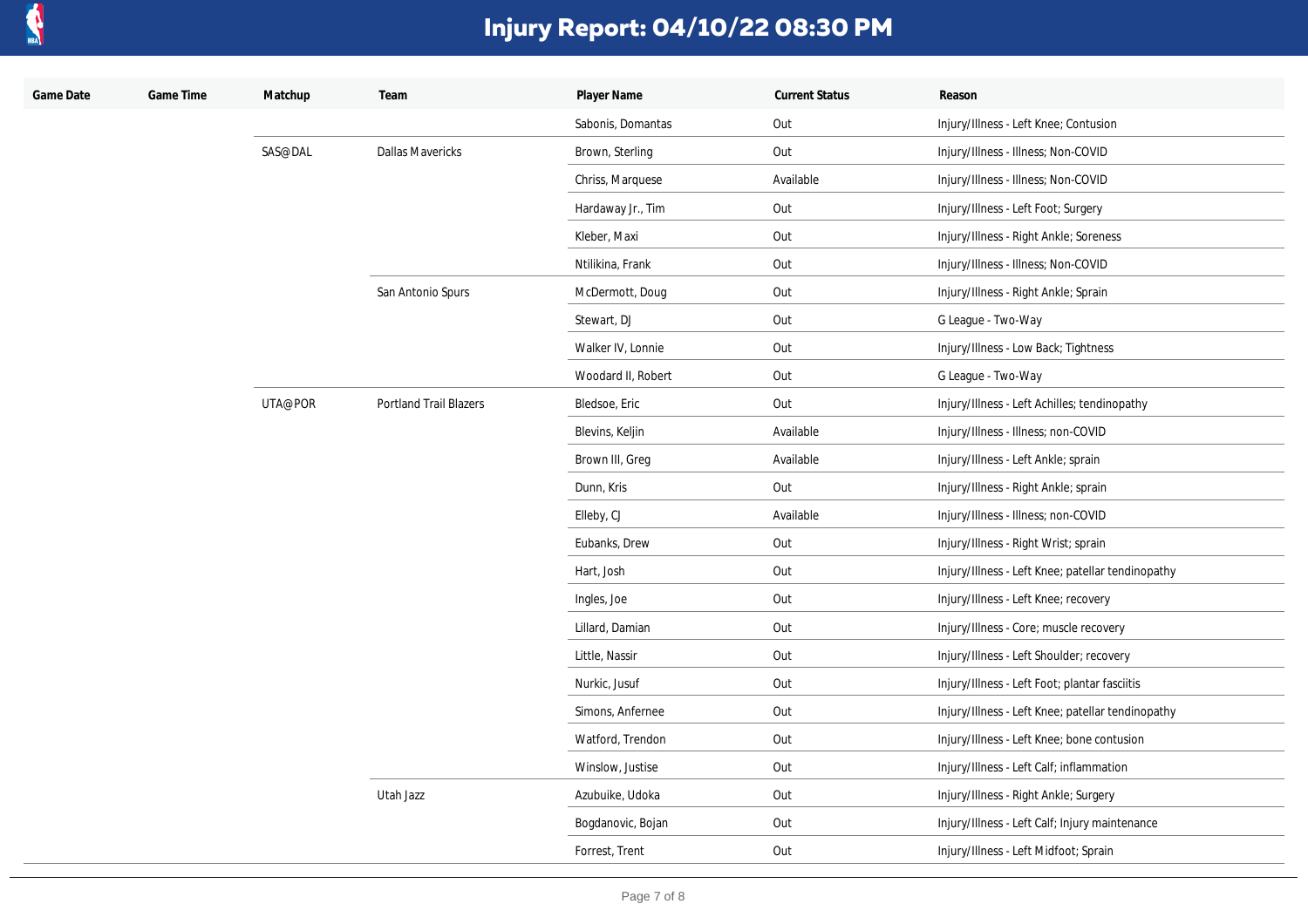# Injury Report: 04/10/22 08:30 PM

| Game Date | Game Time | Matchup | Team | Player Name | Current Status | Reason |
|---|---|---|---|---|---|---|
| | | | | Sabonis, Domantas | Out | Injury/Illness - Left Knee; Contusion |
| | | SAS@DAL | Dallas Mavericks | Brown, Sterling | Out | Injury/Illness - Illness; Non-COVID |
| | | | | Chriss, Marquese | Available | Injury/Illness - Illness; Non-COVID |
| | | | | Hardaway Jr., Tim | Out | Injury/Illness - Left Foot; Surgery |
| | | | | Kleber, Maxi | Out | Injury/Illness - Right Ankle; Soreness |
| | | | | Ntilikina, Frank | Out | Injury/Illness - Illness; Non-COVID |
| | | | San Antonio Spurs | McDermott, Doug | Out | Injury/Illness - Right Ankle; Sprain |
| | | | | Stewart, DJ | Out | G League - Two-Way |
| | | | | Walker IV, Lonnie | Out | Injury/Illness - Low Back; Tightness |
| | | | | Woodard II, Robert | Out | G League - Two-Way |
| | | UTA@POR | Portland Trail Blazers | Bledsoe, Eric | Out | Injury/Illness - Left Achilles; tendinopathy |
| | | | | Blevins, Keljin | Available | Injury/Illness - Illness; non-COVID |
| | | | | Brown III, Greg | Available | Injury/Illness - Left Ankle; sprain |
| | | | | Dunn, Kris | Out | Injury/Illness - Right Ankle; sprain |
| | | | | Elleby, CJ | Available | Injury/Illness - Illness; non-COVID |
| | | | | Eubanks, Drew | Out | Injury/Illness - Right Wrist; sprain |
| | | | | Hart, Josh | Out | Injury/Illness - Left Knee; patellar tendinopathy |
| | | | | Ingles, Joe | Out | Injury/Illness - Left Knee; recovery |
| | | | | Lillard, Damian | Out | Injury/Illness - Core; muscle recovery |
| | | | | Little, Nassir | Out | Injury/Illness - Left Shoulder; recovery |
| | | | | Nurkic, Jusuf | Out | Injury/Illness - Left Foot; plantar fasciitis |
| | | | | Simons, Anfernee | Out | Injury/Illness - Left Knee; patellar tendinopathy |
| | | | | Watford, Trendon | Out | Injury/Illness - Left Knee; bone contusion |
| | | | | Winslow, Justise | Out | Injury/Illness - Left Calf; inflammation |
| | | | Utah Jazz | Azubuike, Udoka | Out | Injury/Illness - Right Ankle; Surgery |
| | | | | Bogdanovic, Bojan | Out | Injury/Illness - Left Calf; Injury maintenance |
| | | | | Forrest, Trent | Out | Injury/Illness - Left Midfoot; Sprain |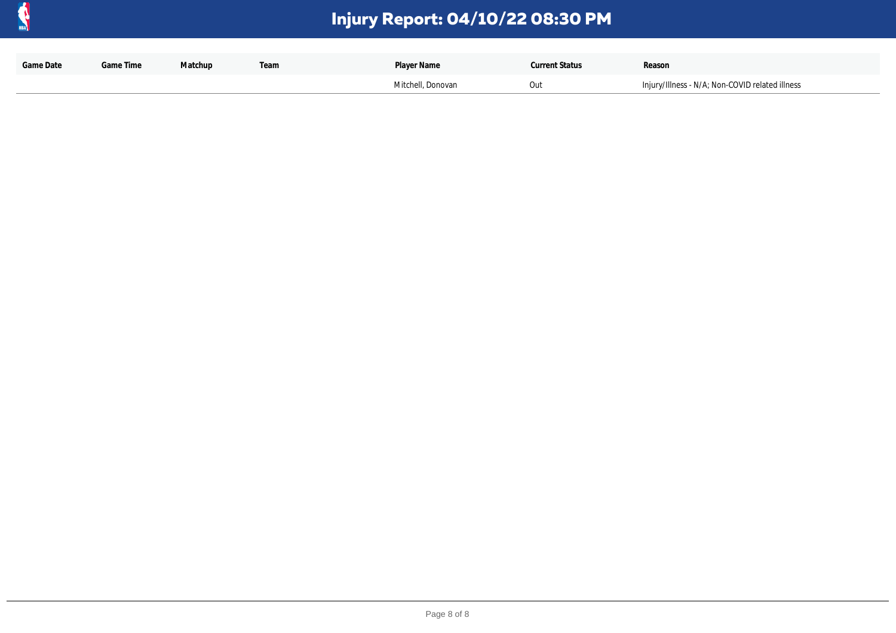# Injury Report: 04/10/22 08:30 PM

| Game Date | Game Time | Matchup | Team | Player Name | Current Status | Reason |
|---|---|---|---|---|---|---|
| | | | | Mitchell, Donovan | Out | Injury/Illness - N/A; Non-COVID related illness |